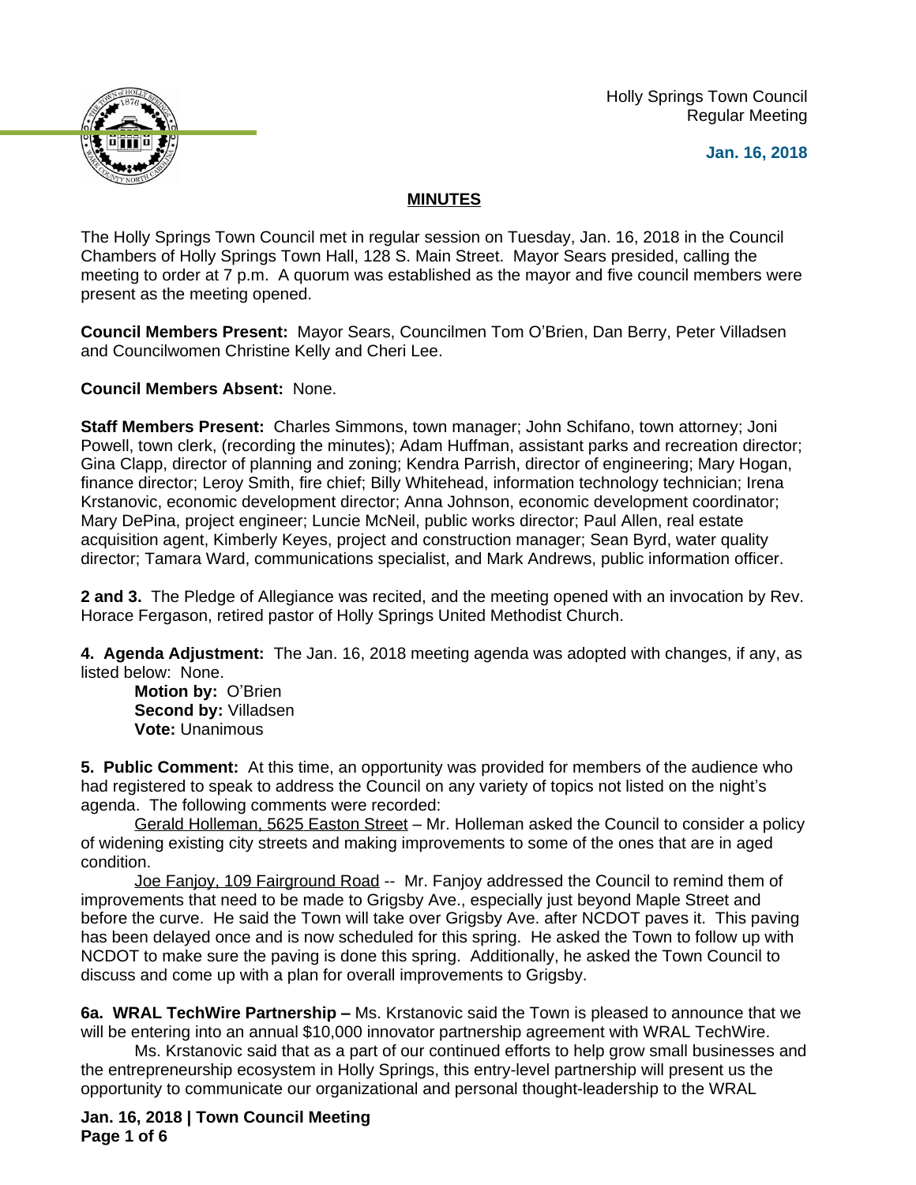Holly Springs Town Council
Regular Meeting

**Jan. 16, 2018**

## MINUTES

The Holly Springs Town Council met in regular session on Tuesday, Jan. 16, 2018 in the Council Chambers of Holly Springs Town Hall, 128 S. Main Street. Mayor Sears presided, calling the meeting to order at 7 p.m. A quorum was established as the mayor and five council members were present as the meeting opened.

**Council Members Present:** Mayor Sears, Councilmen Tom O'Brien, Dan Berry, Peter Villadsen and Councilwomen Christine Kelly and Cheri Lee.

**Council Members Absent:** None.

**Staff Members Present:** Charles Simmons, town manager; John Schifano, town attorney; Joni Powell, town clerk, (recording the minutes); Adam Huffman, assistant parks and recreation director; Gina Clapp, director of planning and zoning; Kendra Parrish, director of engineering; Mary Hogan, finance director; Leroy Smith, fire chief; Billy Whitehead, information technology technician; Irena Krstanovic, economic development director; Anna Johnson, economic development coordinator; Mary DePina, project engineer; Luncie McNeil, public works director; Paul Allen, real estate acquisition agent, Kimberly Keyes, project and construction manager; Sean Byrd, water quality director; Tamara Ward, communications specialist, and Mark Andrews, public information officer.

**2 and 3.** The Pledge of Allegiance was recited, and the meeting opened with an invocation by Rev. Horace Fergason, retired pastor of Holly Springs United Methodist Church.

**4. Agenda Adjustment:** The Jan. 16, 2018 meeting agenda was adopted with changes, if any, as listed below: None.

**Motion by:** O'Brien
**Second by:** Villadsen
**Vote:** Unanimous

**5. Public Comment:** At this time, an opportunity was provided for members of the audience who had registered to speak to address the Council on any variety of topics not listed on the night's agenda. The following comments were recorded:

Gerald Holleman, 5625 Easton Street – Mr. Holleman asked the Council to consider a policy of widening existing city streets and making improvements to some of the ones that are in aged condition.

Joe Fanjoy, 109 Fairground Road -- Mr. Fanjoy addressed the Council to remind them of improvements that need to be made to Grigsby Ave., especially just beyond Maple Street and before the curve. He said the Town will take over Grigsby Ave. after NCDOT paves it. This paving has been delayed once and is now scheduled for this spring. He asked the Town to follow up with NCDOT to make sure the paving is done this spring. Additionally, he asked the Town Council to discuss and come up with a plan for overall improvements to Grigsby.

**6a. WRAL TechWire Partnership –** Ms. Krstanovic said the Town is pleased to announce that we will be entering into an annual $10,000 innovator partnership agreement with WRAL TechWire.

Ms. Krstanovic said that as a part of our continued efforts to help grow small businesses and the entrepreneurship ecosystem in Holly Springs, this entry-level partnership will present us the opportunity to communicate our organizational and personal thought-leadership to the WRAL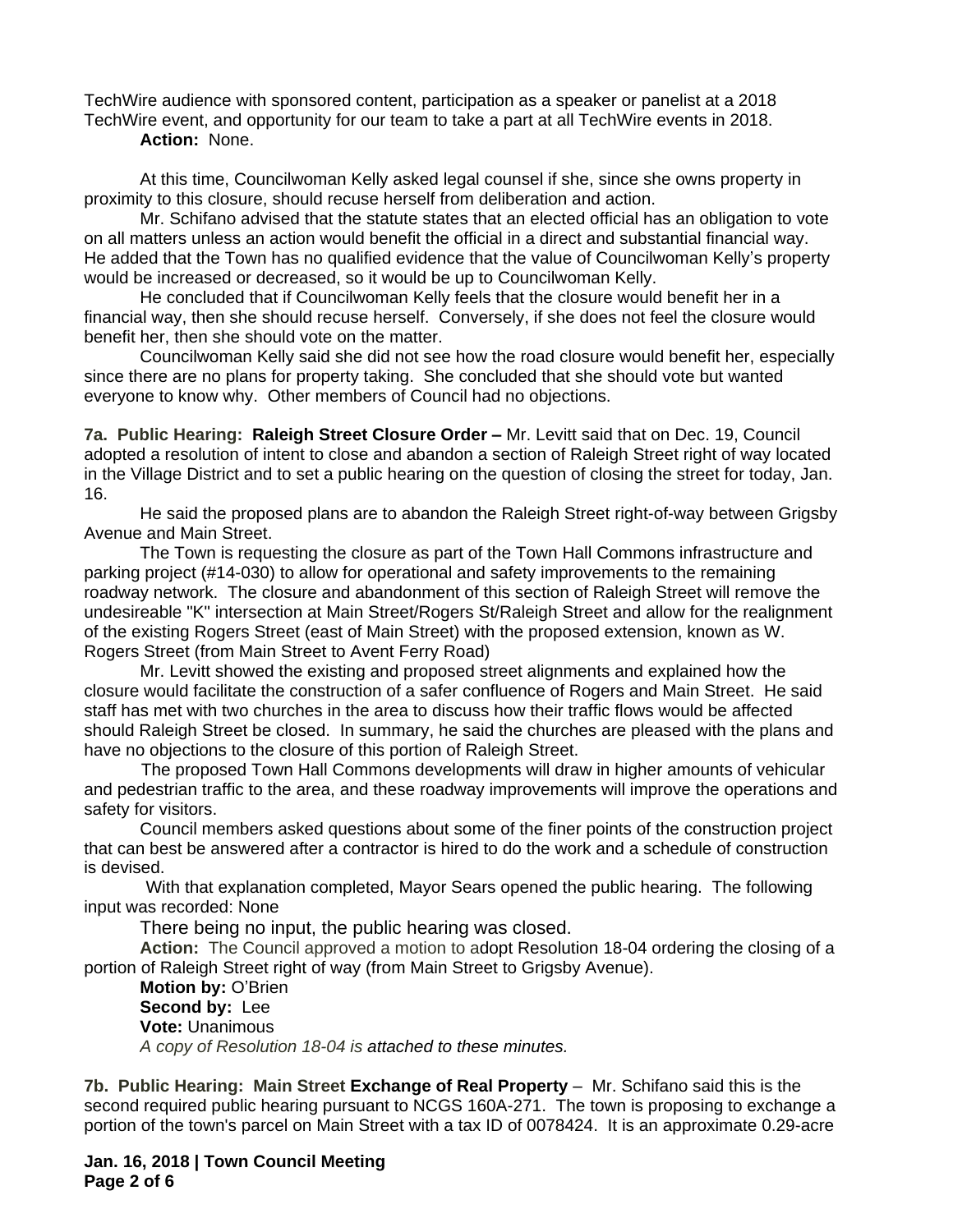TechWire audience with sponsored content, participation as a speaker or panelist at a 2018 TechWire event, and opportunity for our team to take a part at all TechWire events in 2018.

**Action:** None.

At this time, Councilwoman Kelly asked legal counsel if she, since she owns property in proximity to this closure, should recuse herself from deliberation and action.

Mr. Schifano advised that the statute states that an elected official has an obligation to vote on all matters unless an action would benefit the official in a direct and substantial financial way. He added that the Town has no qualified evidence that the value of Councilwoman Kelly's property would be increased or decreased, so it would be up to Councilwoman Kelly.

He concluded that if Councilwoman Kelly feels that the closure would benefit her in a financial way, then she should recuse herself. Conversely, if she does not feel the closure would benefit her, then she should vote on the matter.

Councilwoman Kelly said she did not see how the road closure would benefit her, especially since there are no plans for property taking. She concluded that she should vote but wanted everyone to know why. Other members of Council had no objections.

**7a. Public Hearing: Raleigh Street Closure Order –** Mr. Levitt said that on Dec. 19, Council adopted a resolution of intent to close and abandon a section of Raleigh Street right of way located in the Village District and to set a public hearing on the question of closing the street for today, Jan. 16.

He said the proposed plans are to abandon the Raleigh Street right-of-way between Grigsby Avenue and Main Street.

The Town is requesting the closure as part of the Town Hall Commons infrastructure and parking project (#14-030) to allow for operational and safety improvements to the remaining roadway network. The closure and abandonment of this section of Raleigh Street will remove the undesireable "K" intersection at Main Street/Rogers St/Raleigh Street and allow for the realignment of the existing Rogers Street (east of Main Street) with the proposed extension, known as W. Rogers Street (from Main Street to Avent Ferry Road)

Mr. Levitt showed the existing and proposed street alignments and explained how the closure would facilitate the construction of a safer confluence of Rogers and Main Street. He said staff has met with two churches in the area to discuss how their traffic flows would be affected should Raleigh Street be closed. In summary, he said the churches are pleased with the plans and have no objections to the closure of this portion of Raleigh Street.

The proposed Town Hall Commons developments will draw in higher amounts of vehicular and pedestrian traffic to the area, and these roadway improvements will improve the operations and safety for visitors.

Council members asked questions about some of the finer points of the construction project that can best be answered after a contractor is hired to do the work and a schedule of construction is devised.

With that explanation completed, Mayor Sears opened the public hearing. The following input was recorded: None

There being no input, the public hearing was closed.

**Action:** The Council approved a motion to adopt Resolution 18-04 ordering the closing of a portion of Raleigh Street right of way (from Main Street to Grigsby Avenue).

**Motion by:** O'Brien
**Second by:** Lee
**Vote:** Unanimous
*A copy of Resolution 18-04 is attached to these minutes.*

**7b. Public Hearing: Main Street Exchange of Real Property** – Mr. Schifano said this is the second required public hearing pursuant to NCGS 160A-271. The town is proposing to exchange a portion of the town's parcel on Main Street with a tax ID of 0078424. It is an approximate 0.29-acre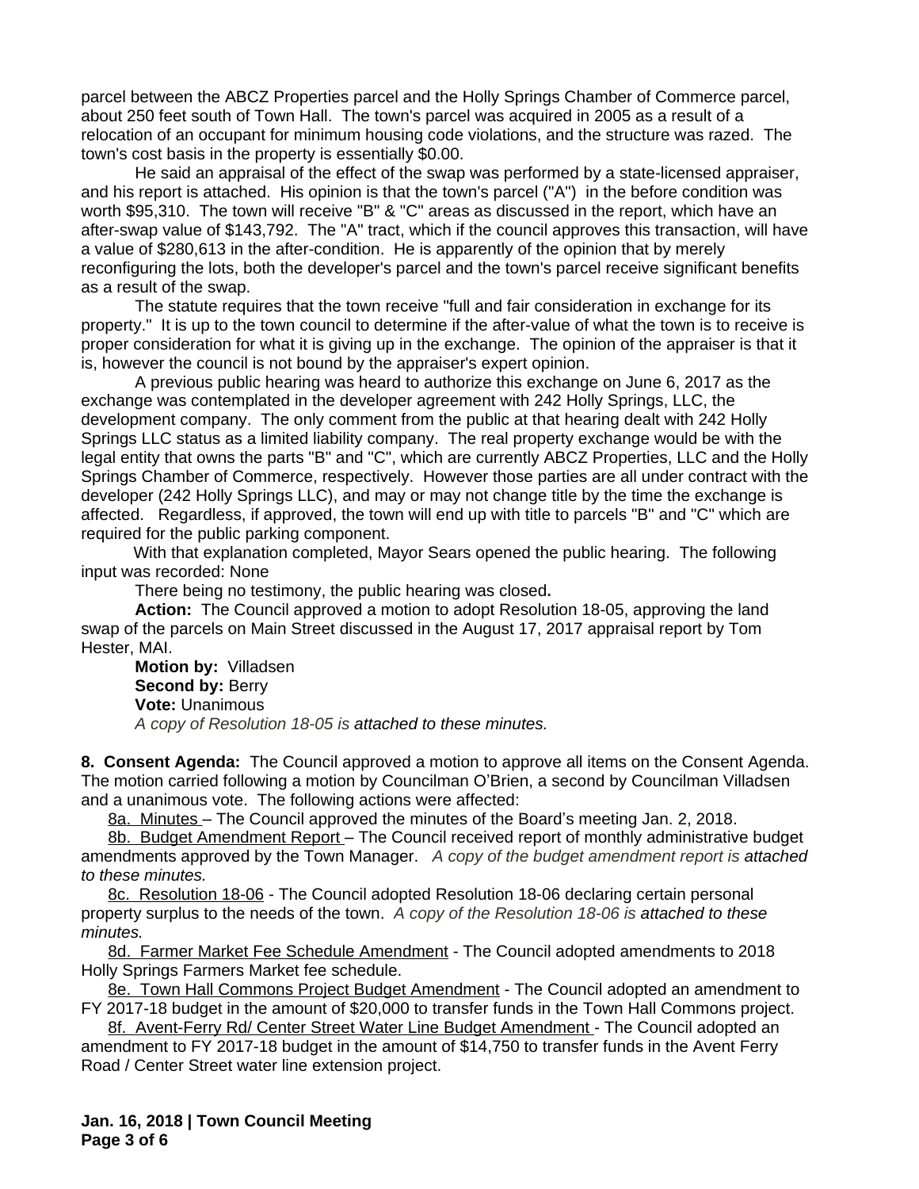parcel between the ABCZ Properties parcel and the Holly Springs Chamber of Commerce parcel, about 250 feet south of Town Hall. The town's parcel was acquired in 2005 as a result of a relocation of an occupant for minimum housing code violations, and the structure was razed. The town's cost basis in the property is essentially $0.00.

He said an appraisal of the effect of the swap was performed by a state-licensed appraiser, and his report is attached. His opinion is that the town's parcel ("A") in the before condition was worth $95,310. The town will receive "B" & "C" areas as discussed in the report, which have an after-swap value of $143,792. The "A" tract, which if the council approves this transaction, will have a value of $280,613 in the after-condition. He is apparently of the opinion that by merely reconfiguring the lots, both the developer's parcel and the town's parcel receive significant benefits as a result of the swap.

The statute requires that the town receive "full and fair consideration in exchange for its property." It is up to the town council to determine if the after-value of what the town is to receive is proper consideration for what it is giving up in the exchange. The opinion of the appraiser is that it is, however the council is not bound by the appraiser's expert opinion.

A previous public hearing was heard to authorize this exchange on June 6, 2017 as the exchange was contemplated in the developer agreement with 242 Holly Springs, LLC, the development company. The only comment from the public at that hearing dealt with 242 Holly Springs LLC status as a limited liability company. The real property exchange would be with the legal entity that owns the parts "B" and "C", which are currently ABCZ Properties, LLC and the Holly Springs Chamber of Commerce, respectively. However those parties are all under contract with the developer (242 Holly Springs LLC), and may or may not change title by the time the exchange is affected. Regardless, if approved, the town will end up with title to parcels "B" and "C" which are required for the public parking component.

With that explanation completed, Mayor Sears opened the public hearing. The following input was recorded: None

There being no testimony, the public hearing was closed**.**

**Action:** The Council approved a motion to adopt Resolution 18-05, approving the land swap of the parcels on Main Street discussed in the August 17, 2017 appraisal report by Tom Hester, MAI.

**Motion by:** Villadsen
**Second by:** Berry
**Vote:** Unanimous
*A copy of Resolution 18-05 is attached to these minutes.*

**8. Consent Agenda:** The Council approved a motion to approve all items on the Consent Agenda. The motion carried following a motion by Councilman O'Brien, a second by Councilman Villadsen and a unanimous vote. The following actions were affected:

8a. Minutes – The Council approved the minutes of the Board's meeting Jan. 2, 2018.

8b. Budget Amendment Report – The Council received report of monthly administrative budget amendments approved by the Town Manager. *A copy of the budget amendment report is attached to these minutes.*

8c. Resolution 18-06 - The Council adopted Resolution 18-06 declaring certain personal property surplus to the needs of the town. *A copy of the Resolution 18-06 is attached to these minutes.*

8d. Farmer Market Fee Schedule Amendment - The Council adopted amendments to 2018 Holly Springs Farmers Market fee schedule.

8e. Town Hall Commons Project Budget Amendment - The Council adopted an amendment to FY 2017-18 budget in the amount of $20,000 to transfer funds in the Town Hall Commons project.

8f. Avent-Ferry Rd/ Center Street Water Line Budget Amendment - The Council adopted an amendment to FY 2017-18 budget in the amount of $14,750 to transfer funds in the Avent Ferry Road / Center Street water line extension project.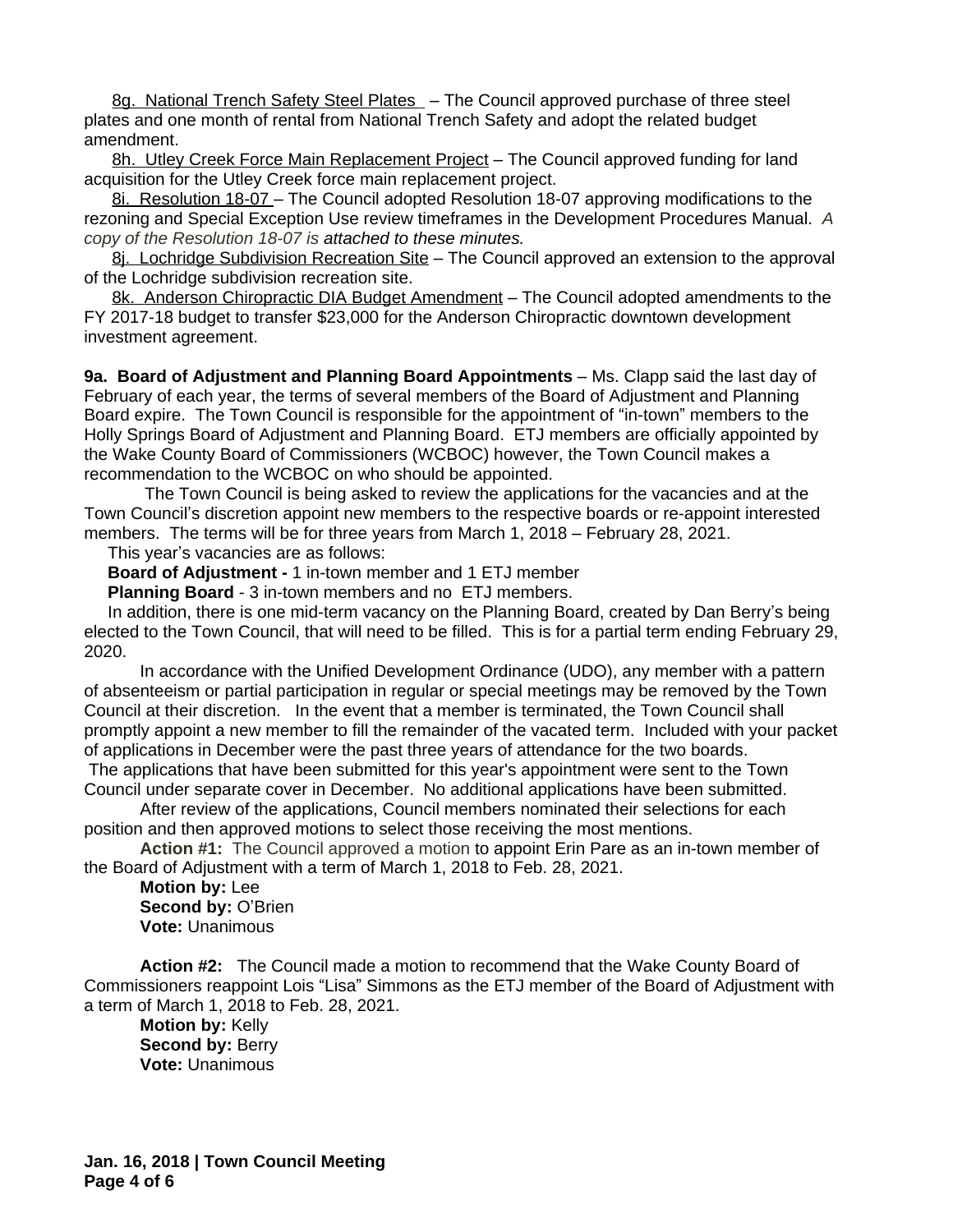8g. National Trench Safety Steel Plates – The Council approved purchase of three steel plates and one month of rental from National Trench Safety and adopt the related budget amendment.

8h. Utley Creek Force Main Replacement Project – The Council approved funding for land acquisition for the Utley Creek force main replacement project.

8i. Resolution 18-07 – The Council adopted Resolution 18-07 approving modifications to the rezoning and Special Exception Use review timeframes in the Development Procedures Manual. *A copy of the Resolution 18-07 is attached to these minutes.*

8j. Lochridge Subdivision Recreation Site – The Council approved an extension to the approval of the Lochridge subdivision recreation site.

8k. Anderson Chiropractic DIA Budget Amendment – The Council adopted amendments to the FY 2017-18 budget to transfer $23,000 for the Anderson Chiropractic downtown development investment agreement.

**9a. Board of Adjustment and Planning Board Appointments** – Ms. Clapp said the last day of February of each year, the terms of several members of the Board of Adjustment and Planning Board expire. The Town Council is responsible for the appointment of "in-town" members to the Holly Springs Board of Adjustment and Planning Board. ETJ members are officially appointed by the Wake County Board of Commissioners (WCBOC) however, the Town Council makes a recommendation to the WCBOC on who should be appointed.

The Town Council is being asked to review the applications for the vacancies and at the Town Council's discretion appoint new members to the respective boards or re-appoint interested members. The terms will be for three years from March 1, 2018 – February 28, 2021.

This year's vacancies are as follows:

**Board of Adjustment -** 1 in-town member and 1 ETJ member

**Planning Board** - 3 in-town members and no ETJ members.

In addition, there is one mid-term vacancy on the Planning Board, created by Dan Berry's being elected to the Town Council, that will need to be filled. This is for a partial term ending February 29, 2020.

In accordance with the Unified Development Ordinance (UDO), any member with a pattern of absenteeism or partial participation in regular or special meetings may be removed by the Town Council at their discretion. In the event that a member is terminated, the Town Council shall promptly appoint a new member to fill the remainder of the vacated term. Included with your packet of applications in December were the past three years of attendance for the two boards.

The applications that have been submitted for this year's appointment were sent to the Town Council under separate cover in December. No additional applications have been submitted.

After review of the applications, Council members nominated their selections for each position and then approved motions to select those receiving the most mentions.

**Action #1:** The Council approved a motion to appoint Erin Pare as an in-town member of the Board of Adjustment with a term of March 1, 2018 to Feb. 28, 2021.

**Motion by:** Lee
**Second by:** O'Brien
**Vote:** Unanimous

**Action #2:** The Council made a motion to recommend that the Wake County Board of Commissioners reappoint Lois "Lisa" Simmons as the ETJ member of the Board of Adjustment with a term of March 1, 2018 to Feb. 28, 2021.

**Motion by:** Kelly
**Second by:** Berry
**Vote:** Unanimous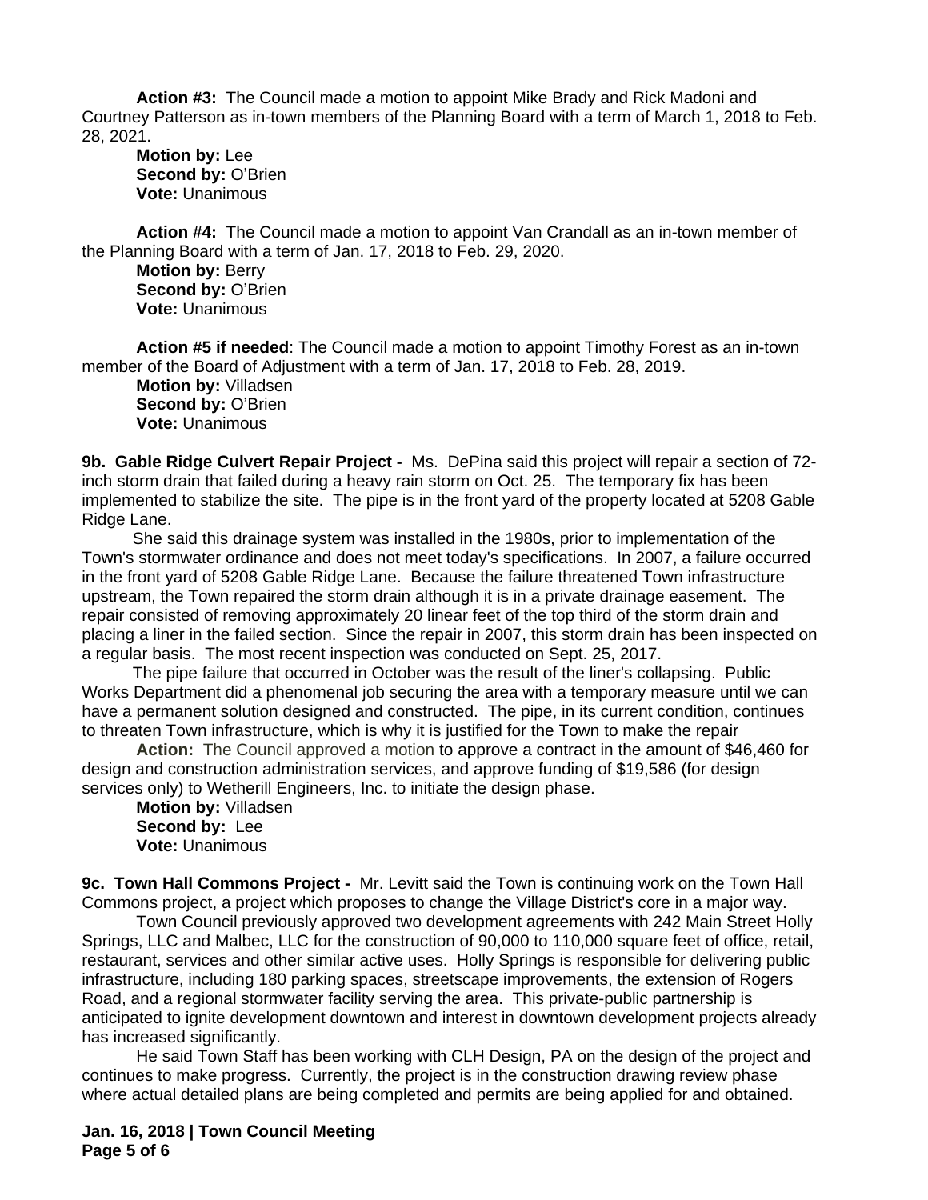**Action #3:** The Council made a motion to appoint Mike Brady and Rick Madoni and Courtney Patterson as in-town members of the Planning Board with a term of March 1, 2018 to Feb. 28, 2021.

**Motion by:** Lee
**Second by:** O'Brien
**Vote:** Unanimous

**Action #4:** The Council made a motion to appoint Van Crandall as an in-town member of the Planning Board with a term of Jan. 17, 2018 to Feb. 29, 2020.

**Motion by:** Berry
**Second by:** O'Brien
**Vote:** Unanimous

**Action #5 if needed**: The Council made a motion to appoint Timothy Forest as an in-town member of the Board of Adjustment with a term of Jan. 17, 2018 to Feb. 28, 2019.

**Motion by:** Villadsen
**Second by:** O'Brien
**Vote:** Unanimous

**9b. Gable Ridge Culvert Repair Project -** Ms. DePina said this project will repair a section of 72-inch storm drain that failed during a heavy rain storm on Oct. 25. The temporary fix has been implemented to stabilize the site. The pipe is in the front yard of the property located at 5208 Gable Ridge Lane.

She said this drainage system was installed in the 1980s, prior to implementation of the Town's stormwater ordinance and does not meet today's specifications. In 2007, a failure occurred in the front yard of 5208 Gable Ridge Lane. Because the failure threatened Town infrastructure upstream, the Town repaired the storm drain although it is in a private drainage easement. The repair consisted of removing approximately 20 linear feet of the top third of the storm drain and placing a liner in the failed section. Since the repair in 2007, this storm drain has been inspected on a regular basis. The most recent inspection was conducted on Sept. 25, 2017.

The pipe failure that occurred in October was the result of the liner's collapsing. Public Works Department did a phenomenal job securing the area with a temporary measure until we can have a permanent solution designed and constructed. The pipe, in its current condition, continues to threaten Town infrastructure, which is why it is justified for the Town to make the repair

**Action:** The Council approved a motion to approve a contract in the amount of $46,460 for design and construction administration services, and approve funding of $19,586 (for design services only) to Wetherill Engineers, Inc. to initiate the design phase.

**Motion by:** Villadsen
**Second by:** Lee
**Vote:** Unanimous

**9c. Town Hall Commons Project -** Mr. Levitt said the Town is continuing work on the Town Hall Commons project, a project which proposes to change the Village District's core in a major way.

Town Council previously approved two development agreements with 242 Main Street Holly Springs, LLC and Malbec, LLC for the construction of 90,000 to 110,000 square feet of office, retail, restaurant, services and other similar active uses. Holly Springs is responsible for delivering public infrastructure, including 180 parking spaces, streetscape improvements, the extension of Rogers Road, and a regional stormwater facility serving the area. This private-public partnership is anticipated to ignite development downtown and interest in downtown development projects already has increased significantly.

He said Town Staff has been working with CLH Design, PA on the design of the project and continues to make progress. Currently, the project is in the construction drawing review phase where actual detailed plans are being completed and permits are being applied for and obtained.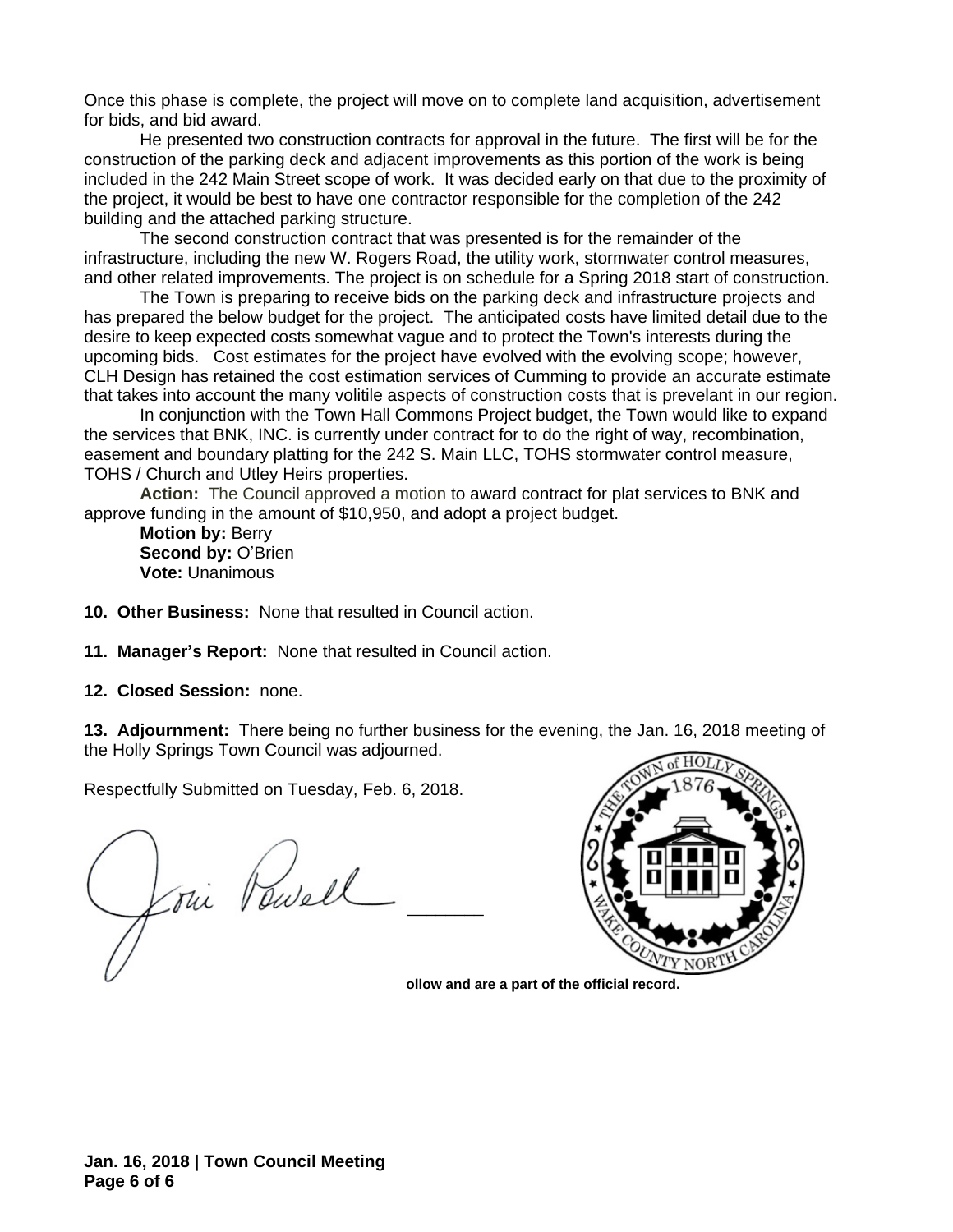Once this phase is complete, the project will move on to complete land acquisition, advertisement for bids, and bid award.

He presented two construction contracts for approval in the future. The first will be for the construction of the parking deck and adjacent improvements as this portion of the work is being included in the 242 Main Street scope of work. It was decided early on that due to the proximity of the project, it would be best to have one contractor responsible for the completion of the 242 building and the attached parking structure.

The second construction contract that was presented is for the remainder of the infrastructure, including the new W. Rogers Road, the utility work, stormwater control measures, and other related improvements. The project is on schedule for a Spring 2018 start of construction.

The Town is preparing to receive bids on the parking deck and infrastructure projects and has prepared the below budget for the project. The anticipated costs have limited detail due to the desire to keep expected costs somewhat vague and to protect the Town's interests during the upcoming bids. Cost estimates for the project have evolved with the evolving scope; however, CLH Design has retained the cost estimation services of Cumming to provide an accurate estimate that takes into account the many volitile aspects of construction costs that is prevelant in our region.

In conjunction with the Town Hall Commons Project budget, the Town would like to expand the services that BNK, INC. is currently under contract for to do the right of way, recombination, easement and boundary platting for the 242 S. Main LLC, TOHS stormwater control measure, TOHS / Church and Utley Heirs properties.

**Action:** The Council approved a motion to award contract for plat services to BNK and approve funding in the amount of $10,950, and adopt a project budget.

**Motion by:** Berry
**Second by:** O'Brien
**Vote:** Unanimous

**10. Other Business:** None that resulted in Council action.

**11. Manager's Report:** None that resulted in Council action.

**12. Closed Session:** none.

**13. Adjournment:** There being no further business for the evening, the Jan. 16, 2018 meeting of the Holly Springs Town Council was adjourned.

Respectfully Submitted on Tuesday, Feb. 6, 2018.

Joni Powell

THE TOWN of HOLLY SPRINGS 1876 WAKE COUNTY NORTH CAROLINA

**ollow and are a part of the official record.**